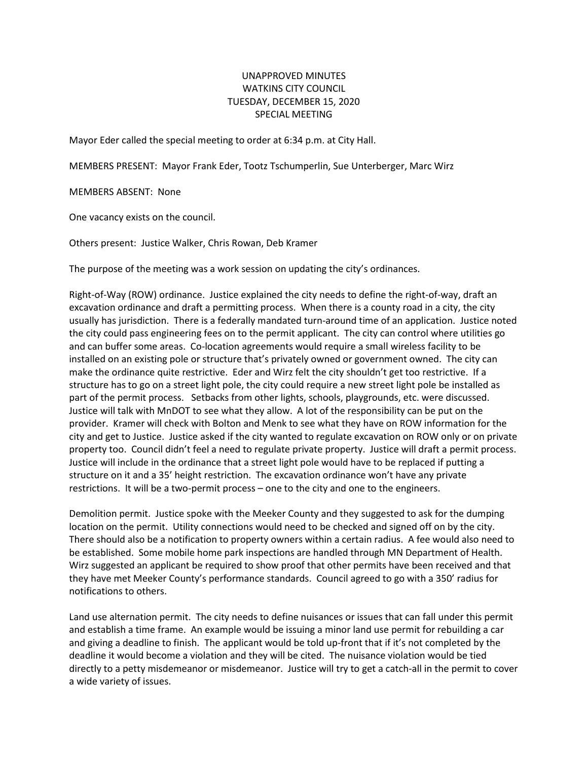UNAPPROVED MINUTES
WATKINS CITY COUNCIL
TUESDAY, DECEMBER 15, 2020
SPECIAL MEETING

Mayor Eder called the special meeting to order at 6:34 p.m. at City Hall.

MEMBERS PRESENT: Mayor Frank Eder, Tootz Tschumperlin, Sue Unterberger, Marc Wirz

MEMBERS ABSENT: None

One vacancy exists on the council.

Others present: Justice Walker, Chris Rowan, Deb Kramer

The purpose of the meeting was a work session on updating the city's ordinances.

Right-of-Way (ROW) ordinance. Justice explained the city needs to define the right-of-way, draft an excavation ordinance and draft a permitting process. When there is a county road in a city, the city usually has jurisdiction. There is a federally mandated turn-around time of an application. Justice noted the city could pass engineering fees on to the permit applicant. The city can control where utilities go and can buffer some areas. Co-location agreements would require a small wireless facility to be installed on an existing pole or structure that's privately owned or government owned. The city can make the ordinance quite restrictive. Eder and Wirz felt the city shouldn't get too restrictive. If a structure has to go on a street light pole, the city could require a new street light pole be installed as part of the permit process. Setbacks from other lights, schools, playgrounds, etc. were discussed. Justice will talk with MnDOT to see what they allow. A lot of the responsibility can be put on the provider. Kramer will check with Bolton and Menk to see what they have on ROW information for the city and get to Justice. Justice asked if the city wanted to regulate excavation on ROW only or on private property too. Council didn't feel a need to regulate private property. Justice will draft a permit process. Justice will include in the ordinance that a street light pole would have to be replaced if putting a structure on it and a 35' height restriction. The excavation ordinance won't have any private restrictions. It will be a two-permit process – one to the city and one to the engineers.

Demolition permit. Justice spoke with the Meeker County and they suggested to ask for the dumping location on the permit. Utility connections would need to be checked and signed off on by the city. There should also be a notification to property owners within a certain radius. A fee would also need to be established. Some mobile home park inspections are handled through MN Department of Health. Wirz suggested an applicant be required to show proof that other permits have been received and that they have met Meeker County's performance standards. Council agreed to go with a 350' radius for notifications to others.

Land use alternation permit. The city needs to define nuisances or issues that can fall under this permit and establish a time frame. An example would be issuing a minor land use permit for rebuilding a car and giving a deadline to finish. The applicant would be told up-front that if it's not completed by the deadline it would become a violation and they will be cited. The nuisance violation would be tied directly to a petty misdemeanor or misdemeanor. Justice will try to get a catch-all in the permit to cover a wide variety of issues.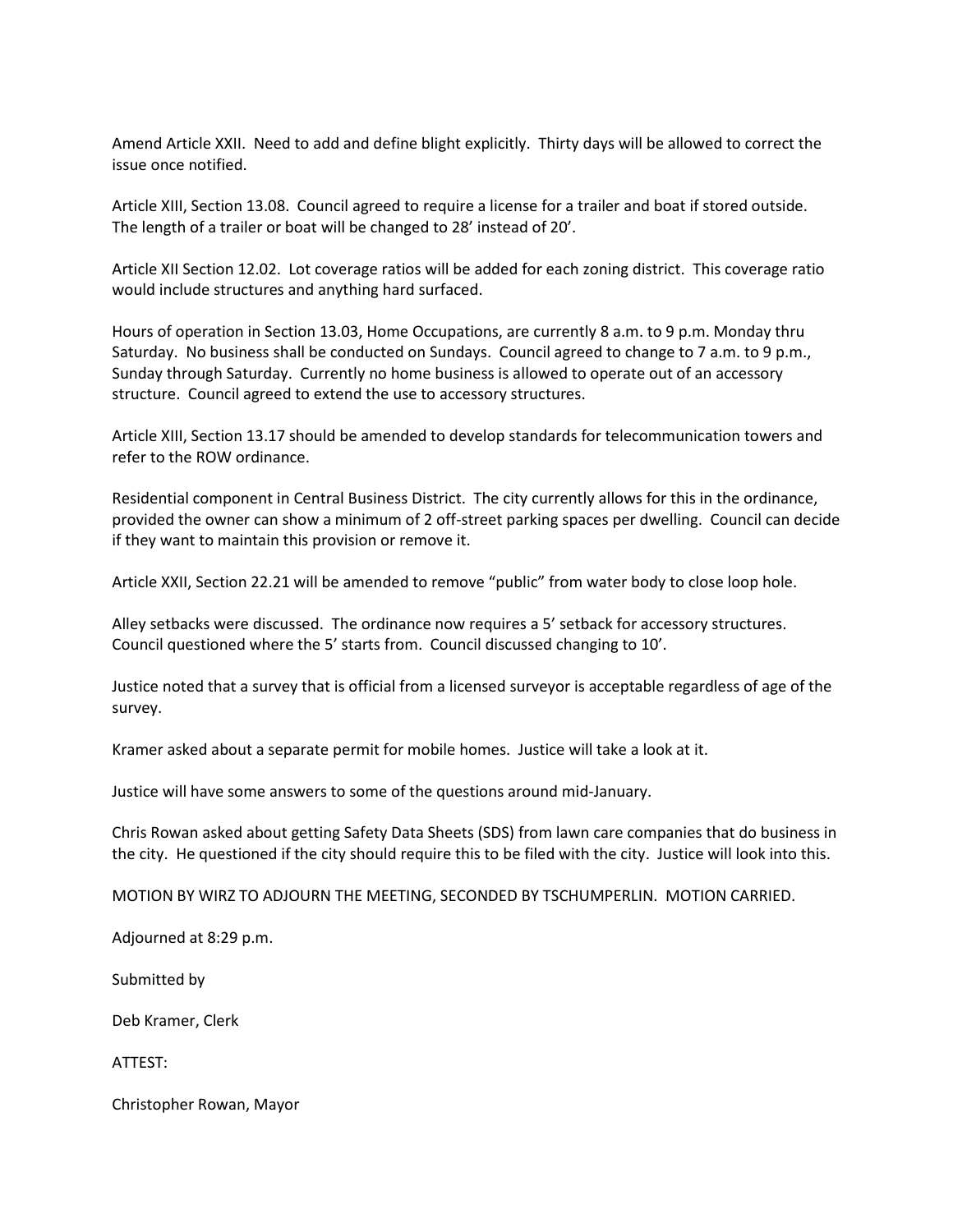Amend Article XXII. Need to add and define blight explicitly. Thirty days will be allowed to correct the issue once notified.

Article XIII, Section 13.08. Council agreed to require a license for a trailer and boat if stored outside. The length of a trailer or boat will be changed to 28' instead of 20'.

Article XII Section 12.02. Lot coverage ratios will be added for each zoning district. This coverage ratio would include structures and anything hard surfaced.

Hours of operation in Section 13.03, Home Occupations, are currently 8 a.m. to 9 p.m. Monday thru Saturday. No business shall be conducted on Sundays. Council agreed to change to 7 a.m. to 9 p.m., Sunday through Saturday. Currently no home business is allowed to operate out of an accessory structure. Council agreed to extend the use to accessory structures.

Article XIII, Section 13.17 should be amended to develop standards for telecommunication towers and refer to the ROW ordinance.

Residential component in Central Business District. The city currently allows for this in the ordinance, provided the owner can show a minimum of 2 off-street parking spaces per dwelling. Council can decide if they want to maintain this provision or remove it.

Article XXII, Section 22.21 will be amended to remove "public" from water body to close loop hole.

Alley setbacks were discussed. The ordinance now requires a 5' setback for accessory structures. Council questioned where the 5' starts from. Council discussed changing to 10'.

Justice noted that a survey that is official from a licensed surveyor is acceptable regardless of age of the survey.

Kramer asked about a separate permit for mobile homes. Justice will take a look at it.

Justice will have some answers to some of the questions around mid-January.

Chris Rowan asked about getting Safety Data Sheets (SDS) from lawn care companies that do business in the city. He questioned if the city should require this to be filed with the city. Justice will look into this.

MOTION BY WIRZ TO ADJOURN THE MEETING, SECONDED BY TSCHUMPERLIN. MOTION CARRIED.

Adjourned at 8:29 p.m.

Submitted by

Deb Kramer, Clerk

ATTEST:

Christopher Rowan, Mayor